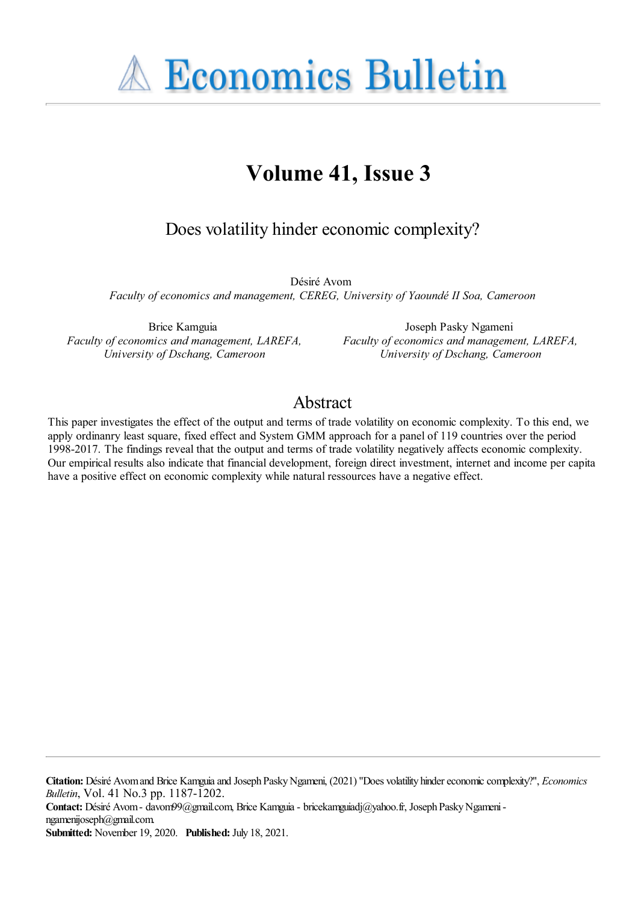# Economics Bulletin

## Volume 41, Issue 3

### Does volatility hinder economic complexity?

Désiré Avom
*Faculty of economics and management, CEREG, University of Yaoundé II Soa, Cameroon*

Brice Kamguia
*Faculty of economics and management, LAREFA, University of Dschang, Cameroon*

Joseph Pasky Ngameni
*Faculty of economics and management, LAREFA, University of Dschang, Cameroon*

## Abstract

This paper investigates the effect of the output and terms of trade volatility on economic complexity. To this end, we apply ordinanry least square, fixed effect and System GMM approach for a panel of 119 countries over the period 1998-2017. The findings reveal that the output and terms of trade volatility negatively affects economic complexity. Our empirical results also indicate that financial development, foreign direct investment, internet and income per capita have a positive effect on economic complexity while natural ressources have a negative effect.

**Citation:** Désiré Avom and Brice Kamguia and Joseph Pasky Ngameni, (2021) "Does volatility hinder economic complexity?", *Economics Bulletin*, Vol. 41 No.3 pp. 1187-1202.
**Contact:** Désiré Avom - davom99@gmail.com, Brice Kamguia - bricekamguiadj@yahoo.fr, Joseph Pasky Ngameni - ngamenijoseph@gmail.com.
**Submitted:** November 19, 2020. **Published:** July 18, 2021.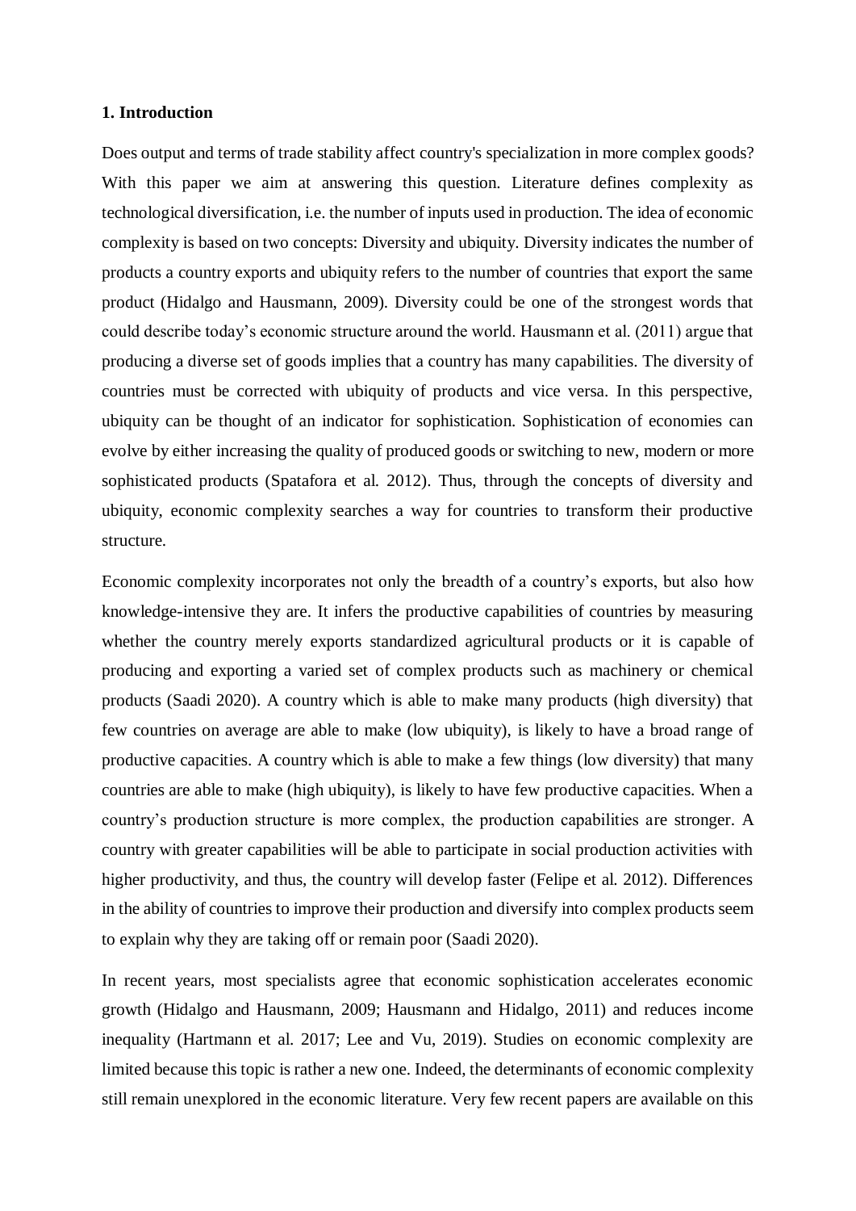## 1. Introduction

Does output and terms of trade stability affect country's specialization in more complex goods? With this paper we aim at answering this question. Literature defines complexity as technological diversification, i.e. the number of inputs used in production. The idea of economic complexity is based on two concepts: Diversity and ubiquity. Diversity indicates the number of products a country exports and ubiquity refers to the number of countries that export the same product (Hidalgo and Hausmann, 2009). Diversity could be one of the strongest words that could describe today's economic structure around the world. Hausmann et al. (2011) argue that producing a diverse set of goods implies that a country has many capabilities. The diversity of countries must be corrected with ubiquity of products and vice versa. In this perspective, ubiquity can be thought of an indicator for sophistication. Sophistication of economies can evolve by either increasing the quality of produced goods or switching to new, modern or more sophisticated products (Spatafora et al. 2012). Thus, through the concepts of diversity and ubiquity, economic complexity searches a way for countries to transform their productive structure.

Economic complexity incorporates not only the breadth of a country's exports, but also how knowledge-intensive they are. It infers the productive capabilities of countries by measuring whether the country merely exports standardized agricultural products or it is capable of producing and exporting a varied set of complex products such as machinery or chemical products (Saadi 2020). A country which is able to make many products (high diversity) that few countries on average are able to make (low ubiquity), is likely to have a broad range of productive capacities. A country which is able to make a few things (low diversity) that many countries are able to make (high ubiquity), is likely to have few productive capacities. When a country's production structure is more complex, the production capabilities are stronger. A country with greater capabilities will be able to participate in social production activities with higher productivity, and thus, the country will develop faster (Felipe et al. 2012). Differences in the ability of countries to improve their production and diversify into complex products seem to explain why they are taking off or remain poor (Saadi 2020).

In recent years, most specialists agree that economic sophistication accelerates economic growth (Hidalgo and Hausmann, 2009; Hausmann and Hidalgo, 2011) and reduces income inequality (Hartmann et al. 2017; Lee and Vu, 2019). Studies on economic complexity are limited because this topic is rather a new one. Indeed, the determinants of economic complexity still remain unexplored in the economic literature. Very few recent papers are available on this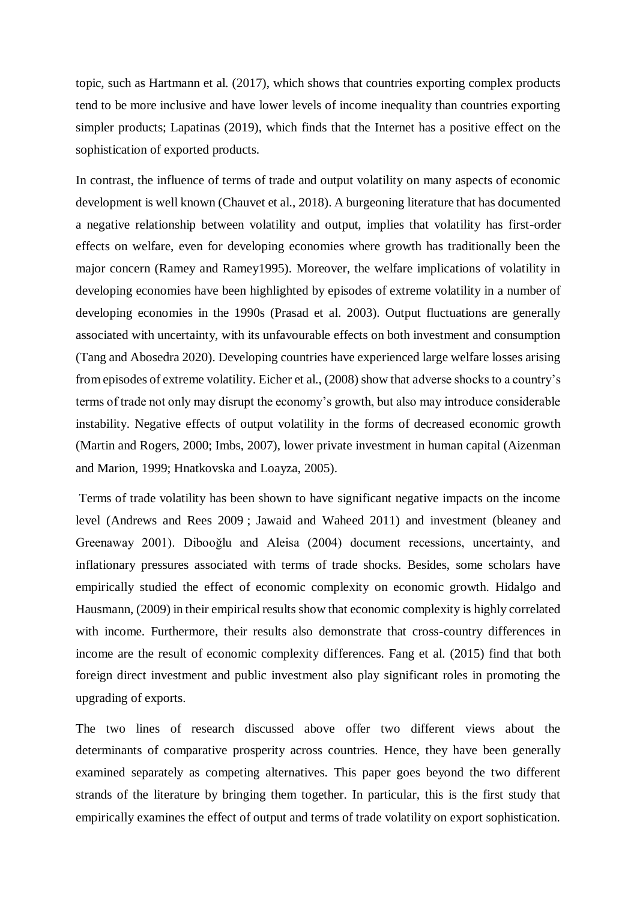topic, such as Hartmann et al. (2017), which shows that countries exporting complex products tend to be more inclusive and have lower levels of income inequality than countries exporting simpler products; Lapatinas (2019), which finds that the Internet has a positive effect on the sophistication of exported products.

In contrast, the influence of terms of trade and output volatility on many aspects of economic development is well known (Chauvet et al., 2018). A burgeoning literature that has documented a negative relationship between volatility and output, implies that volatility has first-order effects on welfare, even for developing economies where growth has traditionally been the major concern (Ramey and Ramey1995). Moreover, the welfare implications of volatility in developing economies have been highlighted by episodes of extreme volatility in a number of developing economies in the 1990s (Prasad et al. 2003). Output fluctuations are generally associated with uncertainty, with its unfavourable effects on both investment and consumption (Tang and Abosedra 2020). Developing countries have experienced large welfare losses arising from episodes of extreme volatility. Eicher et al., (2008) show that adverse shocks to a country's terms of trade not only may disrupt the economy's growth, but also may introduce considerable instability. Negative effects of output volatility in the forms of decreased economic growth (Martin and Rogers, 2000; Imbs, 2007), lower private investment in human capital (Aizenman and Marion, 1999; Hnatkovska and Loayza, 2005).

Terms of trade volatility has been shown to have significant negative impacts on the income level (Andrews and Rees 2009 ; Jawaid and Waheed 2011) and investment (bleaney and Greenaway 2001). Dibooğlu and Aleisa (2004) document recessions, uncertainty, and inflationary pressures associated with terms of trade shocks. Besides, some scholars have empirically studied the effect of economic complexity on economic growth. Hidalgo and Hausmann, (2009) in their empirical results show that economic complexity is highly correlated with income. Furthermore, their results also demonstrate that cross-country differences in income are the result of economic complexity differences. Fang et al. (2015) find that both foreign direct investment and public investment also play significant roles in promoting the upgrading of exports.

The two lines of research discussed above offer two different views about the determinants of comparative prosperity across countries. Hence, they have been generally examined separately as competing alternatives. This paper goes beyond the two different strands of the literature by bringing them together. In particular, this is the first study that empirically examines the effect of output and terms of trade volatility on export sophistication.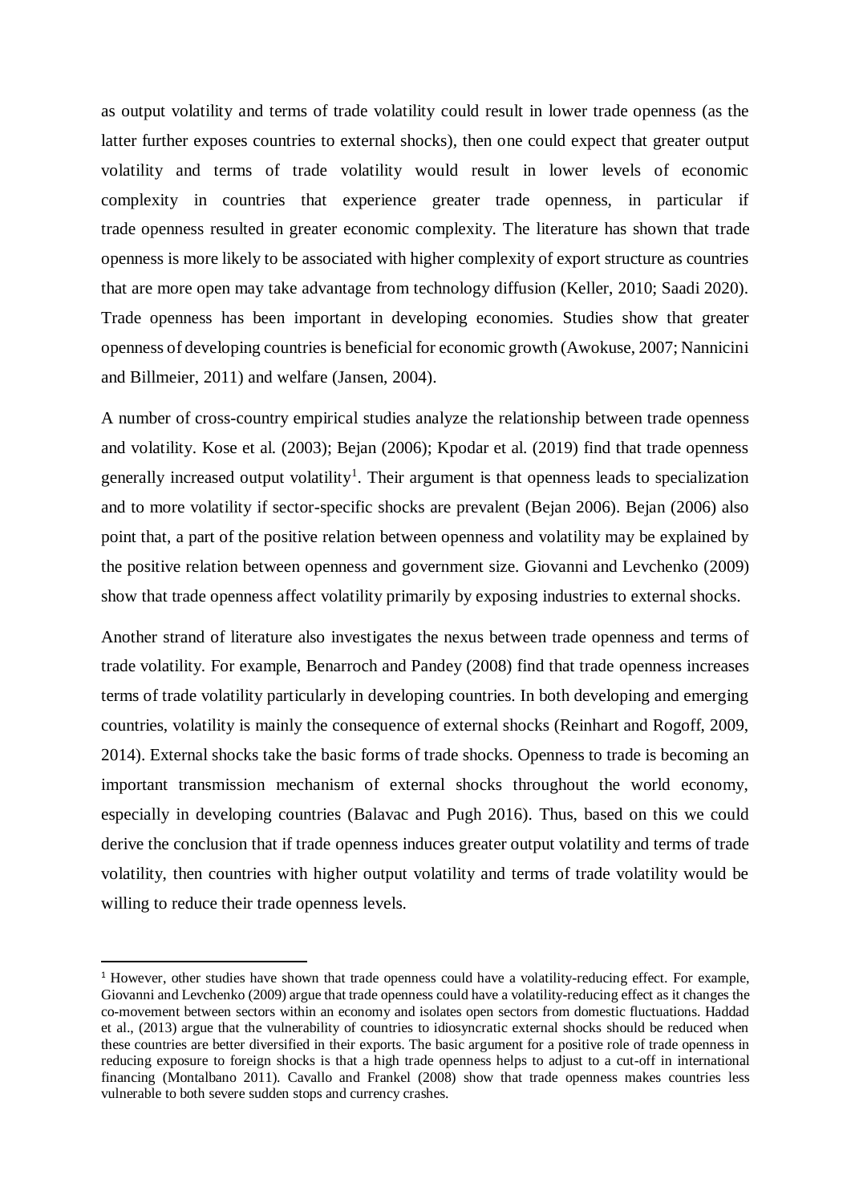as output volatility and terms of trade volatility could result in lower trade openness (as the latter further exposes countries to external shocks), then one could expect that greater output volatility and terms of trade volatility would result in lower levels of economic complexity in countries that experience greater trade openness, in particular if trade openness resulted in greater economic complexity. The literature has shown that trade openness is more likely to be associated with higher complexity of export structure as countries that are more open may take advantage from technology diffusion (Keller, 2010; Saadi 2020). Trade openness has been important in developing economies. Studies show that greater openness of developing countries is beneficial for economic growth (Awokuse, 2007; Nannicini and Billmeier, 2011) and welfare (Jansen, 2004).

A number of cross-country empirical studies analyze the relationship between trade openness and volatility. Kose et al. (2003); Bejan (2006); Kpodar et al. (2019) find that trade openness generally increased output volatility[1]. Their argument is that openness leads to specialization and to more volatility if sector-specific shocks are prevalent (Bejan 2006). Bejan (2006) also point that, a part of the positive relation between openness and volatility may be explained by the positive relation between openness and government size. Giovanni and Levchenko (2009) show that trade openness affect volatility primarily by exposing industries to external shocks.

Another strand of literature also investigates the nexus between trade openness and terms of trade volatility. For example, Benarroch and Pandey (2008) find that trade openness increases terms of trade volatility particularly in developing countries. In both developing and emerging countries, volatility is mainly the consequence of external shocks (Reinhart and Rogoff, 2009, 2014). External shocks take the basic forms of trade shocks. Openness to trade is becoming an important transmission mechanism of external shocks throughout the world economy, especially in developing countries (Balavac and Pugh 2016). Thus, based on this we could derive the conclusion that if trade openness induces greater output volatility and terms of trade volatility, then countries with higher output volatility and terms of trade volatility would be willing to reduce their trade openness levels.

[1] However, other studies have shown that trade openness could have a volatility-reducing effect. For example, Giovanni and Levchenko (2009) argue that trade openness could have a volatility-reducing effect as it changes the co-movement between sectors within an economy and isolates open sectors from domestic fluctuations. Haddad et al., (2013) argue that the vulnerability of countries to idiosyncratic external shocks should be reduced when these countries are better diversified in their exports. The basic argument for a positive role of trade openness in reducing exposure to foreign shocks is that a high trade openness helps to adjust to a cut-off in international financing (Montalbano 2011). Cavallo and Frankel (2008) show that trade openness makes countries less vulnerable to both severe sudden stops and currency crashes.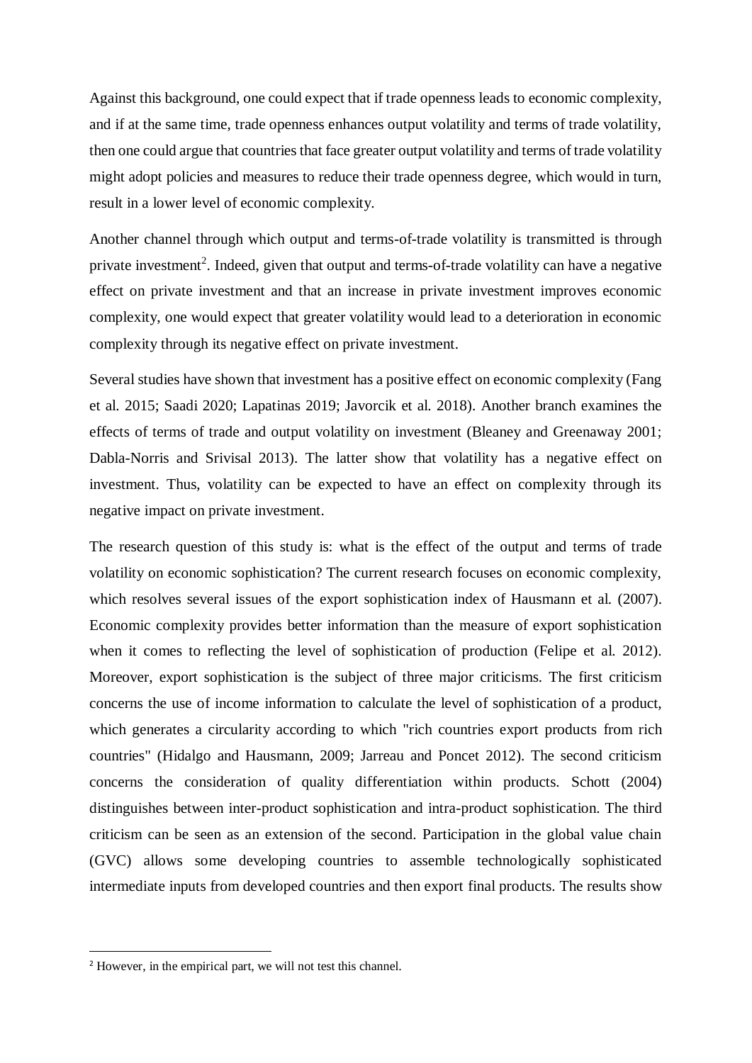Against this background, one could expect that if trade openness leads to economic complexity, and if at the same time, trade openness enhances output volatility and terms of trade volatility, then one could argue that countries that face greater output volatility and terms of trade volatility might adopt policies and measures to reduce their trade openness degree, which would in turn, result in a lower level of economic complexity.

Another channel through which output and terms-of-trade volatility is transmitted is through private investment[2]. Indeed, given that output and terms-of-trade volatility can have a negative effect on private investment and that an increase in private investment improves economic complexity, one would expect that greater volatility would lead to a deterioration in economic complexity through its negative effect on private investment.

Several studies have shown that investment has a positive effect on economic complexity (Fang et al. 2015; Saadi 2020; Lapatinas 2019; Javorcik et al. 2018). Another branch examines the effects of terms of trade and output volatility on investment (Bleaney and Greenaway 2001; Dabla-Norris and Srivisal 2013). The latter show that volatility has a negative effect on investment. Thus, volatility can be expected to have an effect on complexity through its negative impact on private investment.

The research question of this study is: what is the effect of the output and terms of trade volatility on economic sophistication? The current research focuses on economic complexity, which resolves several issues of the export sophistication index of Hausmann et al. (2007). Economic complexity provides better information than the measure of export sophistication when it comes to reflecting the level of sophistication of production (Felipe et al. 2012). Moreover, export sophistication is the subject of three major criticisms. The first criticism concerns the use of income information to calculate the level of sophistication of a product, which generates a circularity according to which "rich countries export products from rich countries" (Hidalgo and Hausmann, 2009; Jarreau and Poncet 2012). The second criticism concerns the consideration of quality differentiation within products. Schott (2004) distinguishes between inter-product sophistication and intra-product sophistication. The third criticism can be seen as an extension of the second. Participation in the global value chain (GVC) allows some developing countries to assemble technologically sophisticated intermediate inputs from developed countries and then export final products. The results show

[2] However, in the empirical part, we will not test this channel.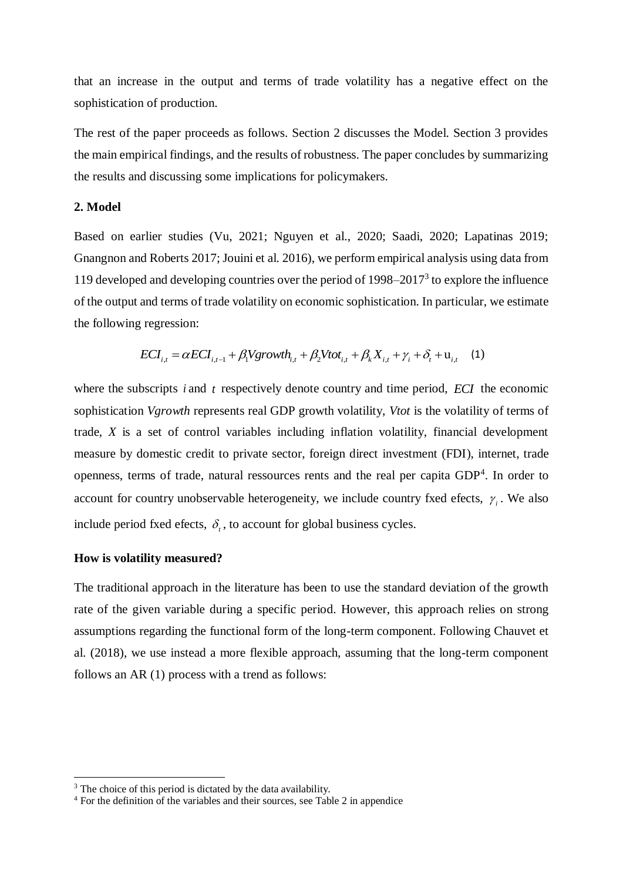that an increase in the output and terms of trade volatility has a negative effect on the sophistication of production.

The rest of the paper proceeds as follows. Section 2 discusses the Model. Section 3 provides the main empirical findings, and the results of robustness. The paper concludes by summarizing the results and discussing some implications for policymakers.

## 2. Model

Based on earlier studies (Vu, 2021; Nguyen et al., 2020; Saadi, 2020; Lapatinas 2019; Gnangnon and Roberts 2017; Jouini et al. 2016), we perform empirical analysis using data from 119 developed and developing countries over the period of 1998–2017[3] to explore the influence of the output and terms of trade volatility on economic sophistication. In particular, we estimate the following regression:

$$ECI_{i,t} = \alpha ECI_{i,t-1} + \beta_1 Vgrowth_{i,t} + \beta_2 Vtot_{i,t} + \beta_k X_{i,t} + \gamma_i + \delta_t + u_{i,t} \quad (1)$$

where the subscripts $i$ and $t$ respectively denote country and time period, $ECI$ the economic sophistication *Vgrowth* represents real GDP growth volatility, *Vtot* is the volatility of terms of trade, $X$ is a set of control variables including inflation volatility, financial development measure by domestic credit to private sector, foreign direct investment (FDI), internet, trade openness, terms of trade, natural ressources rents and the real per capita GDP[4]. In order to account for country unobservable heterogeneity, we include country fxed efects, $\gamma_i$. We also include period fxed efects, $\delta_t$, to account for global business cycles.

### How is volatility measured?

The traditional approach in the literature has been to use the standard deviation of the growth rate of the given variable during a specific period. However, this approach relies on strong assumptions regarding the functional form of the long-term component. Following Chauvet et al. (2018), we use instead a more flexible approach, assuming that the long-term component follows an AR (1) process with a trend as follows:

[3] The choice of this period is dictated by the data availability.

[4] For the definition of the variables and their sources, see Table 2 in appendice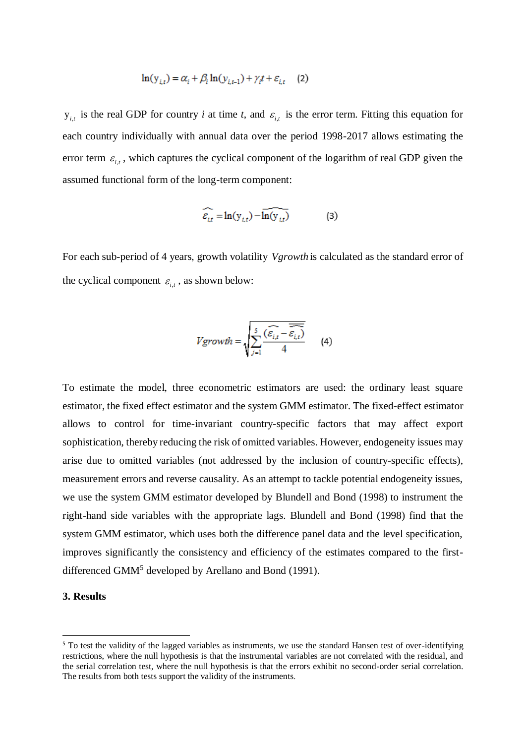$$\ln(y_{i,t}) = \alpha_i + \beta_i \ln(y_{i,t-1}) + \gamma_i t + \varepsilon_{i,t} \quad (2)$$

$y_{i,t}$ is the real GDP for country *i* at time *t*, and $\varepsilon_{i,t}$ is the error term. Fitting this equation for each country individually with annual data over the period 1998-2017 allows estimating the error term $\varepsilon_{i,t}$, which captures the cyclical component of the logarithm of real GDP given the assumed functional form of the long-term component:

$$\widehat{\varepsilon_{i,t}} = \ln(y_{i,t}) - \widehat{\ln(y_{i,t})} \quad (3)$$

For each sub-period of 4 years, growth volatility *Vgrowth* is calculated as the standard error of the cyclical component $\varepsilon_{i,t}$, as shown below:

$$Vgrowth = \sqrt{\sum_{j=1}^{5} \frac{(\widehat{\varepsilon_{i,t}} - \overline{\widehat{\varepsilon_{i,t}}})}{4}} \quad (4)$$

To estimate the model, three econometric estimators are used: the ordinary least square estimator, the fixed effect estimator and the system GMM estimator. The fixed-effect estimator allows to control for time-invariant country-specific factors that may affect export sophistication, thereby reducing the risk of omitted variables. However, endogeneity issues may arise due to omitted variables (not addressed by the inclusion of country-specific effects), measurement errors and reverse causality. As an attempt to tackle potential endogeneity issues, we use the system GMM estimator developed by Blundell and Bond (1998) to instrument the right-hand side variables with the appropriate lags. Blundell and Bond (1998) find that the system GMM estimator, which uses both the difference panel data and the level specification, improves significantly the consistency and efficiency of the estimates compared to the first-differenced GMM[5] developed by Arellano and Bond (1991).

## 3. Results

[5] To test the validity of the lagged variables as instruments, we use the standard Hansen test of over-identifying restrictions, where the null hypothesis is that the instrumental variables are not correlated with the residual, and the serial correlation test, where the null hypothesis is that the errors exhibit no second-order serial correlation. The results from both tests support the validity of the instruments.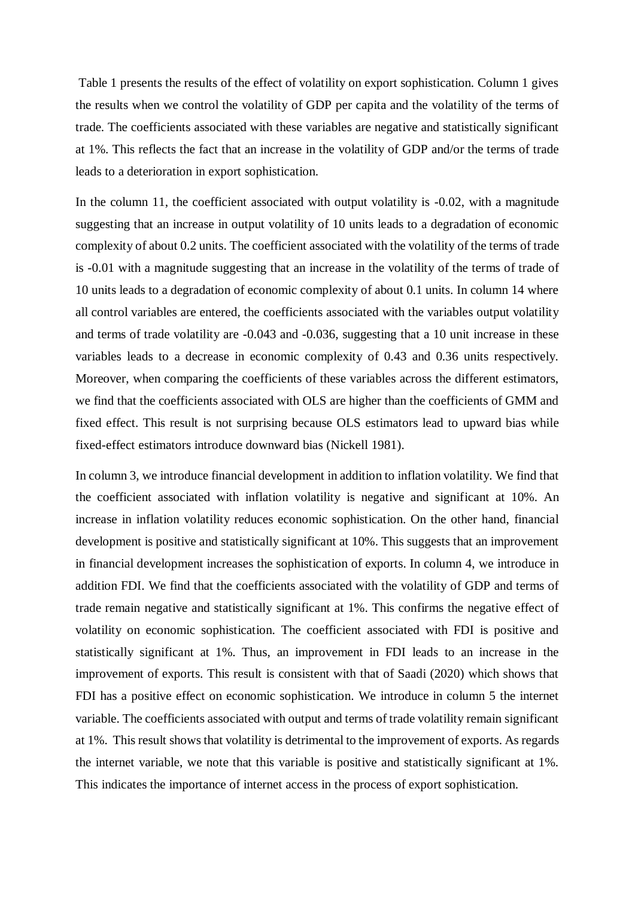Table 1 presents the results of the effect of volatility on export sophistication. Column 1 gives the results when we control the volatility of GDP per capita and the volatility of the terms of trade. The coefficients associated with these variables are negative and statistically significant at 1%. This reflects the fact that an increase in the volatility of GDP and/or the terms of trade leads to a deterioration in export sophistication.

In the column 11, the coefficient associated with output volatility is -0.02, with a magnitude suggesting that an increase in output volatility of 10 units leads to a degradation of economic complexity of about 0.2 units. The coefficient associated with the volatility of the terms of trade is -0.01 with a magnitude suggesting that an increase in the volatility of the terms of trade of 10 units leads to a degradation of economic complexity of about 0.1 units. In column 14 where all control variables are entered, the coefficients associated with the variables output volatility and terms of trade volatility are -0.043 and -0.036, suggesting that a 10 unit increase in these variables leads to a decrease in economic complexity of 0.43 and 0.36 units respectively. Moreover, when comparing the coefficients of these variables across the different estimators, we find that the coefficients associated with OLS are higher than the coefficients of GMM and fixed effect. This result is not surprising because OLS estimators lead to upward bias while fixed-effect estimators introduce downward bias (Nickell 1981).

In column 3, we introduce financial development in addition to inflation volatility. We find that the coefficient associated with inflation volatility is negative and significant at 10%. An increase in inflation volatility reduces economic sophistication. On the other hand, financial development is positive and statistically significant at 10%. This suggests that an improvement in financial development increases the sophistication of exports. In column 4, we introduce in addition FDI. We find that the coefficients associated with the volatility of GDP and terms of trade remain negative and statistically significant at 1%. This confirms the negative effect of volatility on economic sophistication. The coefficient associated with FDI is positive and statistically significant at 1%. Thus, an improvement in FDI leads to an increase in the improvement of exports. This result is consistent with that of Saadi (2020) which shows that FDI has a positive effect on economic sophistication. We introduce in column 5 the internet variable. The coefficients associated with output and terms of trade volatility remain significant at 1%. This result shows that volatility is detrimental to the improvement of exports. As regards the internet variable, we note that this variable is positive and statistically significant at 1%. This indicates the importance of internet access in the process of export sophistication.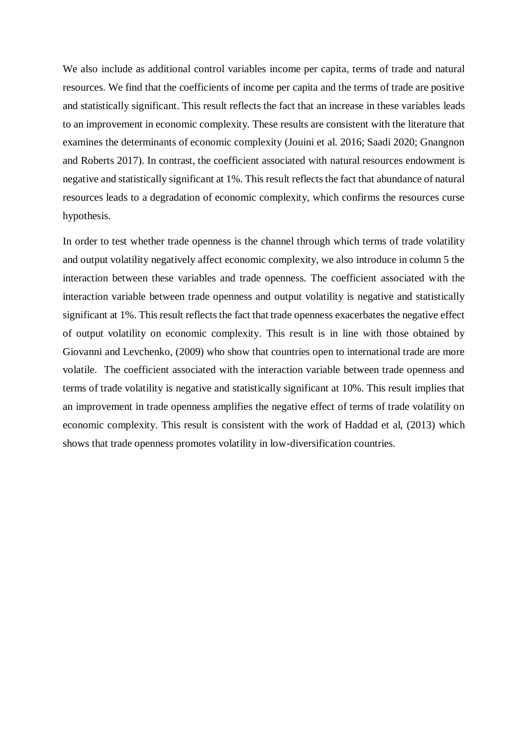We also include as additional control variables income per capita, terms of trade and natural resources. We find that the coefficients of income per capita and the terms of trade are positive and statistically significant. This result reflects the fact that an increase in these variables leads to an improvement in economic complexity. These results are consistent with the literature that examines the determinants of economic complexity (Jouini et al. 2016; Saadi 2020; Gnangnon and Roberts 2017). In contrast, the coefficient associated with natural resources endowment is negative and statistically significant at 1%. This result reflects the fact that abundance of natural resources leads to a degradation of economic complexity, which confirms the resources curse hypothesis.

In order to test whether trade openness is the channel through which terms of trade volatility and output volatility negatively affect economic complexity, we also introduce in column 5 the interaction between these variables and trade openness. The coefficient associated with the interaction variable between trade openness and output volatility is negative and statistically significant at 1%. This result reflects the fact that trade openness exacerbates the negative effect of output volatility on economic complexity. This result is in line with those obtained by Giovanni and Levchenko, (2009) who show that countries open to international trade are more volatile. The coefficient associated with the interaction variable between trade openness and terms of trade volatility is negative and statistically significant at 10%. This result implies that an improvement in trade openness amplifies the negative effect of terms of trade volatility on economic complexity. This result is consistent with the work of Haddad et al, (2013) which shows that trade openness promotes volatility in low-diversification countries.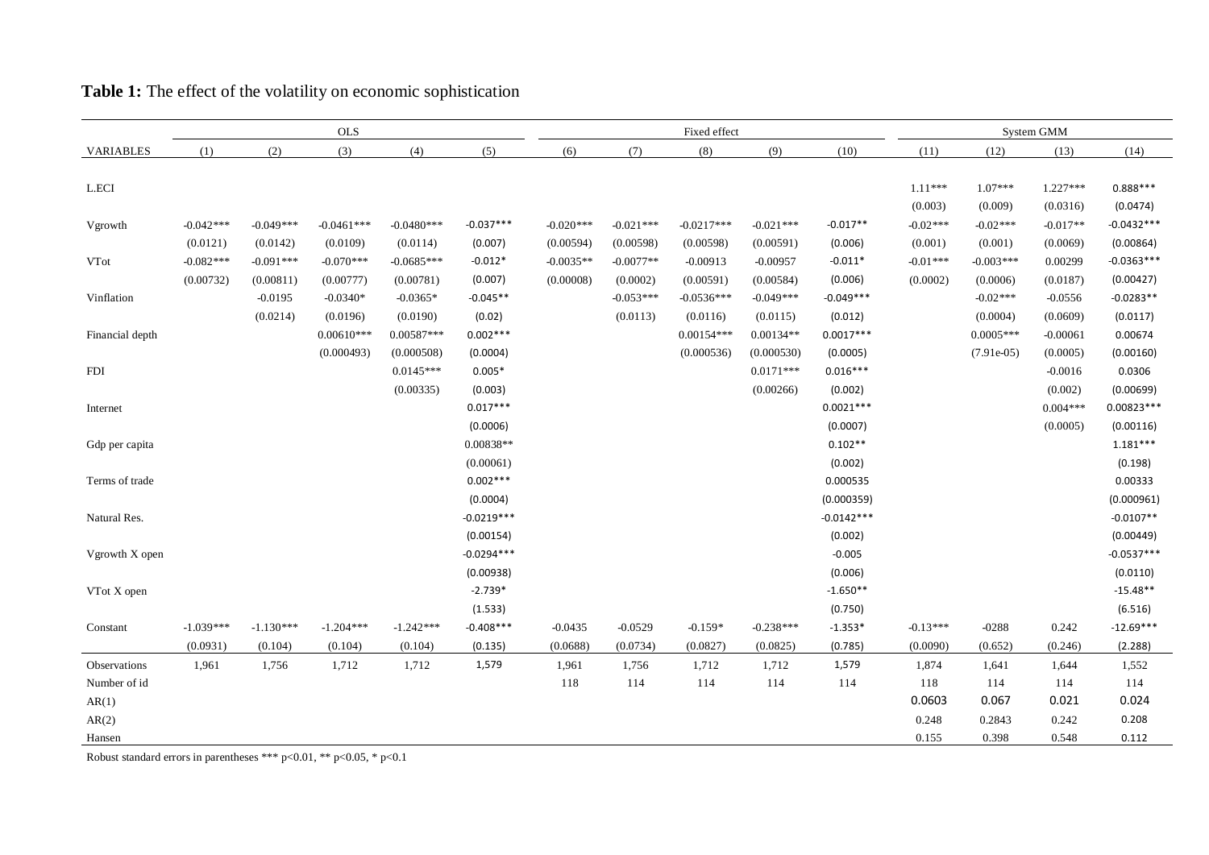**Table 1:** The effect of the volatility on economic sophistication

| | OLS | | | | | Fixed effect | | | | | System GMM | | | |
|---|---|---|---|---|---|---|---|---|---|---|---|---|---|---|
| VARIABLES | (1) | (2) | (3) | (4) | (5) | (6) | (7) | (8) | (9) | (10) | (11) | (12) | (13) | (14) |
| L.ECI | | | | | | | | | | | 1.11*** | 1.07*** | 1.227*** | 0.888*** |
| | | | | | | | | | | | (0.003) | (0.009) | (0.0316) | (0.0474) |
| Vgrowth | -0.042*** | -0.049*** | -0.0461*** | -0.0480*** | -0.037*** | -0.020*** | -0.021*** | -0.0217*** | -0.021*** | -0.017** | -0.02*** | -0.02*** | -0.017** | -0.0432*** |
| | (0.0121) | (0.0142) | (0.0109) | (0.0114) | (0.007) | (0.00594) | (0.00598) | (0.00598) | (0.00591) | (0.006) | (0.001) | (0.001) | (0.0069) | (0.00864) |
| VTot | -0.082*** | -0.091*** | -0.070*** | -0.0685*** | -0.012* | -0.0035** | -0.0077** | -0.00913 | -0.00957 | -0.011* | -0.01*** | -0.003*** | 0.00299 | -0.0363*** |
| | (0.00732) | (0.00811) | (0.00777) | (0.00781) | (0.007) | (0.00008) | (0.0002) | (0.00591) | (0.00584) | (0.006) | (0.0002) | (0.0006) | (0.0187) | (0.00427) |
| Vinflation | | -0.0195 | -0.0340* | -0.0365* | -0.045** | | -0.053*** | -0.0536*** | -0.049*** | -0.049*** | | -0.02*** | -0.0556 | -0.0283** |
| | | (0.0214) | (0.0196) | (0.0190) | (0.02) | | (0.0113) | (0.0116) | (0.0115) | (0.012) | | (0.0004) | (0.0609) | (0.0117) |
| Financial depth | | | 0.00610*** | 0.00587*** | 0.002*** | | | 0.00154*** | 0.00134** | 0.0017*** | | 0.0005*** | -0.00061 | 0.00674 |
| | | | (0.000493) | (0.000508) | (0.0004) | | | (0.000536) | (0.000530) | (0.0005) | | (7.91e-05) | (0.0005) | (0.00160) |
| FDI | | | | 0.0145*** | 0.005* | | | | 0.0171*** | 0.016*** | | | -0.0016 | 0.0306 |
| | | | | (0.00335) | (0.003) | | | | (0.00266) | (0.002) | | | (0.002) | (0.00699) |
| Internet | | | | | 0.017*** | | | | | 0.0021*** | | | 0.004*** | 0.00823*** |
| | | | | | (0.0006) | | | | | (0.0007) | | | (0.0005) | (0.00116) |
| Gdp per capita | | | | | 0.00838** | | | | | 0.102** | | | | 1.181*** |
| | | | | | (0.00061) | | | | | (0.002) | | | | (0.198) |
| Terms of trade | | | | | 0.002*** | | | | | 0.000535 | | | | 0.00333 |
| | | | | | (0.0004) | | | | | (0.000359) | | | | (0.000961) |
| Natural Res. | | | | | -0.0219*** | | | | | -0.0142*** | | | | -0.0107** |
| | | | | | (0.00154) | | | | | (0.002) | | | | (0.00449) |
| Vgrowth X open | | | | | -0.0294*** | | | | | -0.005 | | | | -0.0537*** |
| | | | | | (0.00938) | | | | | (0.006) | | | | (0.0110) |
| VTot X open | | | | | -2.739* | | | | | -1.650** | | | | -15.48** |
| | | | | | (1.533) | | | | | (0.750) | | | | (6.516) |
| Constant | -1.039*** | -1.130*** | -1.204*** | -1.242*** | -0.408*** | -0.0435 | -0.0529 | -0.159* | -0.238*** | -1.353* | -0.13*** | -0288 | 0.242 | -12.69*** |
| | (0.0931) | (0.104) | (0.104) | (0.104) | (0.135) | (0.0688) | (0.0734) | (0.0827) | (0.0825) | (0.785) | (0.0090) | (0.652) | (0.246) | (2.288) |
| Observations | 1,961 | 1,756 | 1,712 | 1,712 | 1,579 | 1,961 | 1,756 | 1,712 | 1,712 | 1,579 | 1,874 | 1,641 | 1,644 | 1,552 |
| Number of id | | | | | | 118 | 114 | 114 | 114 | 114 | 118 | 114 | 114 | 114 |
| AR(1) | | | | | | | | | | | 0.0603 | 0.067 | 0.021 | 0.024 |
| AR(2) | | | | | | | | | | | 0.248 | 0.2843 | 0.242 | 0.208 |
| Hansen | | | | | | | | | | | 0.155 | 0.398 | 0.548 | 0.112 |

Robust standard errors in parentheses *** p<0.01, ** p<0.05, * p<0.1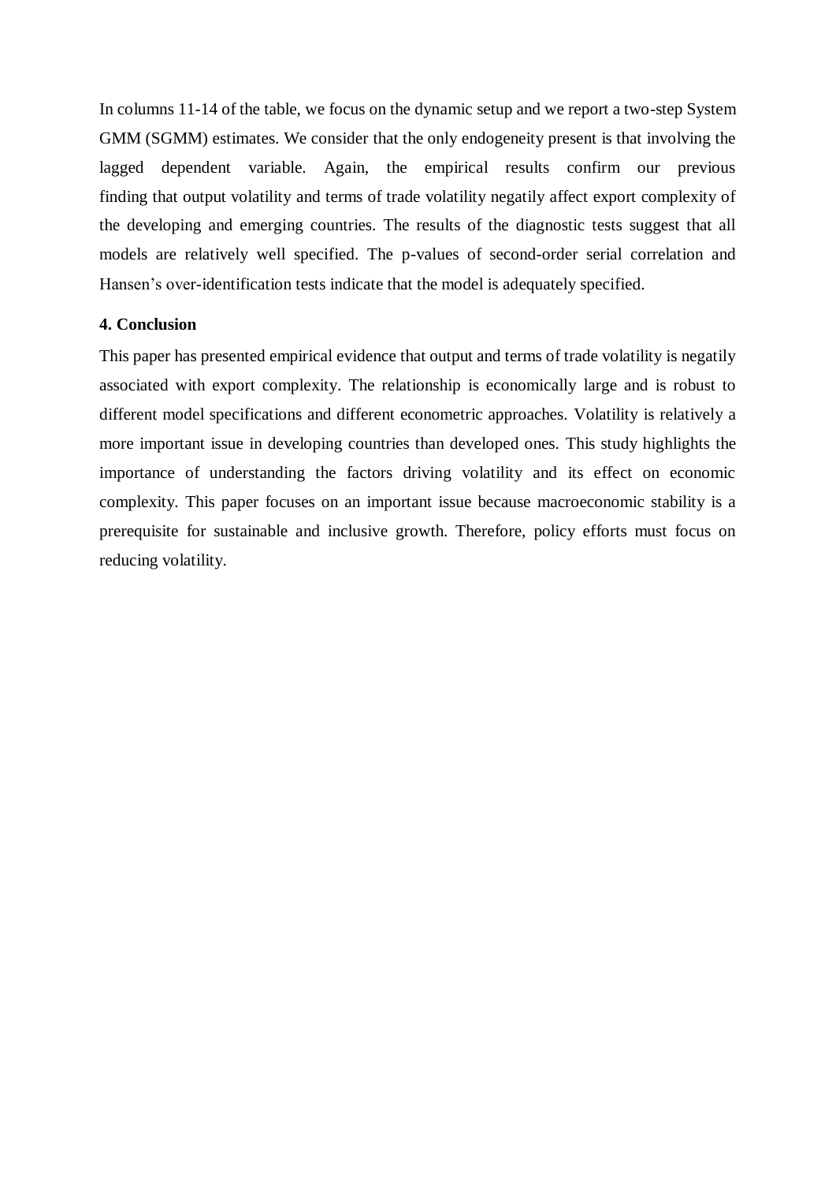In columns 11-14 of the table, we focus on the dynamic setup and we report a two-step System GMM (SGMM) estimates. We consider that the only endogeneity present is that involving the lagged dependent variable. Again, the empirical results confirm our previous finding that output volatility and terms of trade volatility negatily affect export complexity of the developing and emerging countries. The results of the diagnostic tests suggest that all models are relatively well specified. The p-values of second-order serial correlation and Hansen's over-identification tests indicate that the model is adequately specified.

### 4. Conclusion

This paper has presented empirical evidence that output and terms of trade volatility is negatily associated with export complexity. The relationship is economically large and is robust to different model specifications and different econometric approaches. Volatility is relatively a more important issue in developing countries than developed ones. This study highlights the importance of understanding the factors driving volatility and its effect on economic complexity. This paper focuses on an important issue because macroeconomic stability is a prerequisite for sustainable and inclusive growth. Therefore, policy efforts must focus on reducing volatility.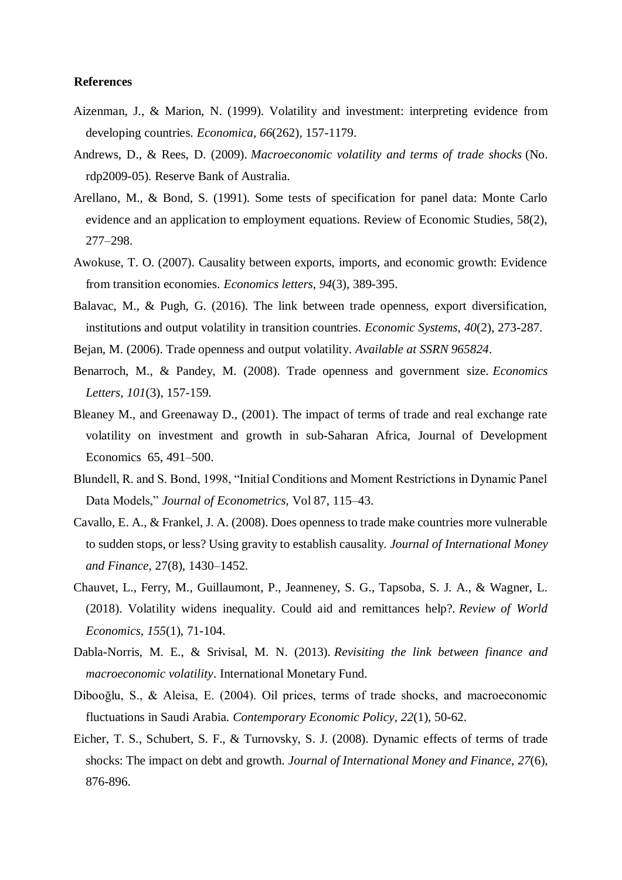**References**

Aizenman, J., & Marion, N. (1999). Volatility and investment: interpreting evidence from developing countries. *Economica*, *66*(262), 157-1179.

Andrews, D., & Rees, D. (2009). *Macroeconomic volatility and terms of trade shocks* (No. rdp2009-05). Reserve Bank of Australia.

Arellano, M., & Bond, S. (1991). Some tests of specification for panel data: Monte Carlo evidence and an application to employment equations. Review of Economic Studies, 58(2), 277–298.

Awokuse, T. O. (2007). Causality between exports, imports, and economic growth: Evidence from transition economies. *Economics letters*, *94*(3), 389-395.

Balavac, M., & Pugh, G. (2016). The link between trade openness, export diversification, institutions and output volatility in transition countries. *Economic Systems*, *40*(2), 273-287.

Bejan, M. (2006). Trade openness and output volatility. *Available at SSRN 965824*.

Benarroch, M., & Pandey, M. (2008). Trade openness and government size. *Economics Letters*, *101*(3), 157-159.

Bleaney M., and Greenaway D., (2001). The impact of terms of trade and real exchange rate volatility on investment and growth in sub-Saharan Africa, Journal of Development Economics 65, 491–500.

Blundell, R. and S. Bond, 1998, "Initial Conditions and Moment Restrictions in Dynamic Panel Data Models," *Journal of Econometrics,* Vol 87, 115–43.

Cavallo, E. A., & Frankel, J. A. (2008). Does openness to trade make countries more vulnerable to sudden stops, or less? Using gravity to establish causality. *Journal of International Money and Finance*, 27(8), 1430–1452.

Chauvet, L., Ferry, M., Guillaumont, P., Jeanneney, S. G., Tapsoba, S. J. A., & Wagner, L. (2018). Volatility widens inequality. Could aid and remittances help?. *Review of World Economics*, *155*(1), 71-104.

Dabla-Norris, M. E., & Srivisal, M. N. (2013). *Revisiting the link between finance and macroeconomic volatility*. International Monetary Fund.

Dibooğlu, S., & Aleisa, E. (2004). Oil prices, terms of trade shocks, and macroeconomic fluctuations in Saudi Arabia. *Contemporary Economic Policy*, *22*(1), 50-62.

Eicher, T. S., Schubert, S. F., & Turnovsky, S. J. (2008). Dynamic effects of terms of trade shocks: The impact on debt and growth. *Journal of International Money and Finance*, *27*(6), 876-896.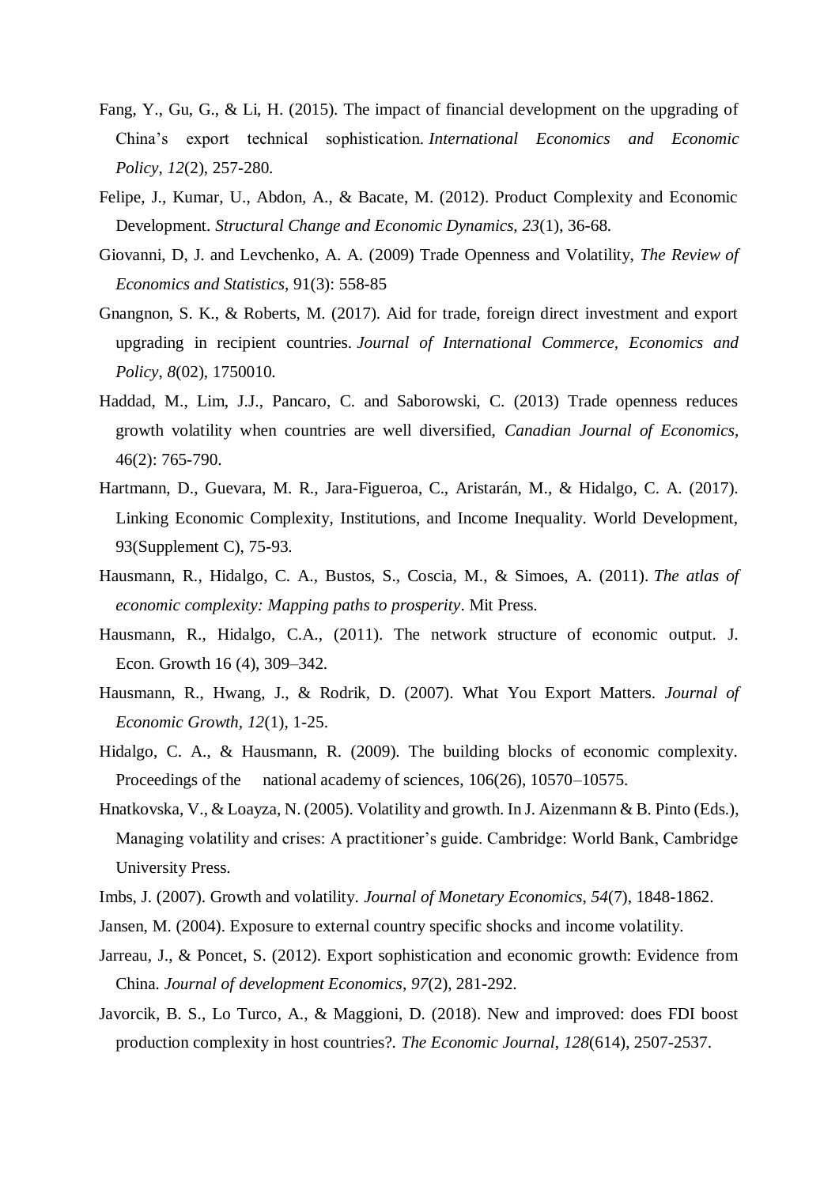Fang, Y., Gu, G., & Li, H. (2015). The impact of financial development on the upgrading of China's export technical sophistication. *International Economics and Economic Policy*, *12*(2), 257-280.

Felipe, J., Kumar, U., Abdon, A., & Bacate, M. (2012). Product Complexity and Economic Development. *Structural Change and Economic Dynamics, 23*(1), 36-68.

Giovanni, D, J. and Levchenko, A. A. (2009) Trade Openness and Volatility, *The Review of Economics and Statistics*, 91(3): 558-85

Gnangnon, S. K., & Roberts, M. (2017). Aid for trade, foreign direct investment and export upgrading in recipient countries. *Journal of International Commerce, Economics and Policy*, *8*(02), 1750010.

Haddad, M., Lim, J.J., Pancaro, C. and Saborowski, C. (2013) Trade openness reduces growth volatility when countries are well diversified, *Canadian Journal of Economics*, 46(2): 765-790.

Hartmann, D., Guevara, M. R., Jara-Figueroa, C., Aristarán, M., & Hidalgo, C. A. (2017). Linking Economic Complexity, Institutions, and Income Inequality. World Development, 93(Supplement C), 75-93.

Hausmann, R., Hidalgo, C. A., Bustos, S., Coscia, M., & Simoes, A. (2011). *The atlas of economic complexity: Mapping paths to prosperity*. Mit Press.

Hausmann, R., Hidalgo, C.A., (2011). The network structure of economic output. J. Econ. Growth 16 (4), 309–342.

Hausmann, R., Hwang, J., & Rodrik, D. (2007). What You Export Matters. *Journal of Economic Growth, 12*(1), 1-25.

Hidalgo, C. A., & Hausmann, R. (2009). The building blocks of economic complexity. Proceedings of the national academy of sciences, 106(26), 10570–10575.

Hnatkovska, V., & Loayza, N. (2005). Volatility and growth. In J. Aizenmann & B. Pinto (Eds.), Managing volatility and crises: A practitioner's guide. Cambridge: World Bank, Cambridge University Press.

Imbs, J. (2007). Growth and volatility. *Journal of Monetary Economics*, *54*(7), 1848-1862.

Jansen, M. (2004). Exposure to external country specific shocks and income volatility.

Jarreau, J., & Poncet, S. (2012). Export sophistication and economic growth: Evidence from China. *Journal of development Economics*, *97*(2), 281-292.

Javorcik, B. S., Lo Turco, A., & Maggioni, D. (2018). New and improved: does FDI boost production complexity in host countries?. *The Economic Journal*, *128*(614), 2507-2537.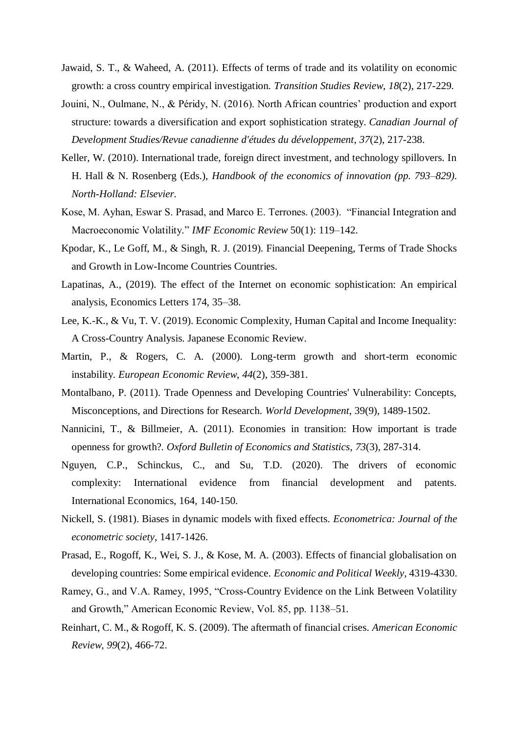Jawaid, S. T., & Waheed, A. (2011). Effects of terms of trade and its volatility on economic growth: a cross country empirical investigation. *Transition Studies Review*, *18*(2), 217-229.

Jouini, N., Oulmane, N., & Péridy, N. (2016). North African countries' production and export structure: towards a diversification and export sophistication strategy. *Canadian Journal of Development Studies/Revue canadienne d'études du développement*, *37*(2), 217-238.

Keller, W. (2010). International trade, foreign direct investment, and technology spillovers. In H. Hall & N. Rosenberg (Eds.), *Handbook of the economics of innovation (pp. 793–829). North-Holland: Elsevier.*

Kose, M. Ayhan, Eswar S. Prasad, and Marco E. Terrones. (2003). "Financial Integration and Macroeconomic Volatility." *IMF Economic Review* 50(1): 119–142.

Kpodar, K., Le Goff, M., & Singh, R. J. (2019). Financial Deepening, Terms of Trade Shocks and Growth in Low-Income Countries Countries.

Lapatinas, A., (2019). The effect of the Internet on economic sophistication: An empirical analysis, Economics Letters 174, 35–38.

Lee, K.-K., & Vu, T. V. (2019). Economic Complexity, Human Capital and Income Inequality: A Cross-Country Analysis. Japanese Economic Review.

Martin, P., & Rogers, C. A. (2000). Long-term growth and short-term economic instability. *European Economic Review*, *44*(2), 359-381.

Montalbano, P. (2011). Trade Openness and Developing Countries' Vulnerability: Concepts, Misconceptions, and Directions for Research. *World Development*, 39(9), 1489-1502.

Nannicini, T., & Billmeier, A. (2011). Economies in transition: How important is trade openness for growth?. *Oxford Bulletin of Economics and Statistics*, *73*(3), 287-314.

Nguyen, C.P., Schinckus, C., and Su, T.D. (2020). The drivers of economic complexity: International evidence from financial development and patents. International Economics, 164, 140-150.

Nickell, S. (1981). Biases in dynamic models with fixed effects. *Econometrica: Journal of the econometric society*, 1417-1426.

Prasad, E., Rogoff, K., Wei, S. J., & Kose, M. A. (2003). Effects of financial globalisation on developing countries: Some empirical evidence. *Economic and Political Weekly*, 4319-4330.

Ramey, G., and V.A. Ramey, 1995, "Cross-Country Evidence on the Link Between Volatility and Growth," American Economic Review, Vol. 85, pp. 1138–51.

Reinhart, C. M., & Rogoff, K. S. (2009). The aftermath of financial crises. *American Economic Review*, *99*(2), 466-72.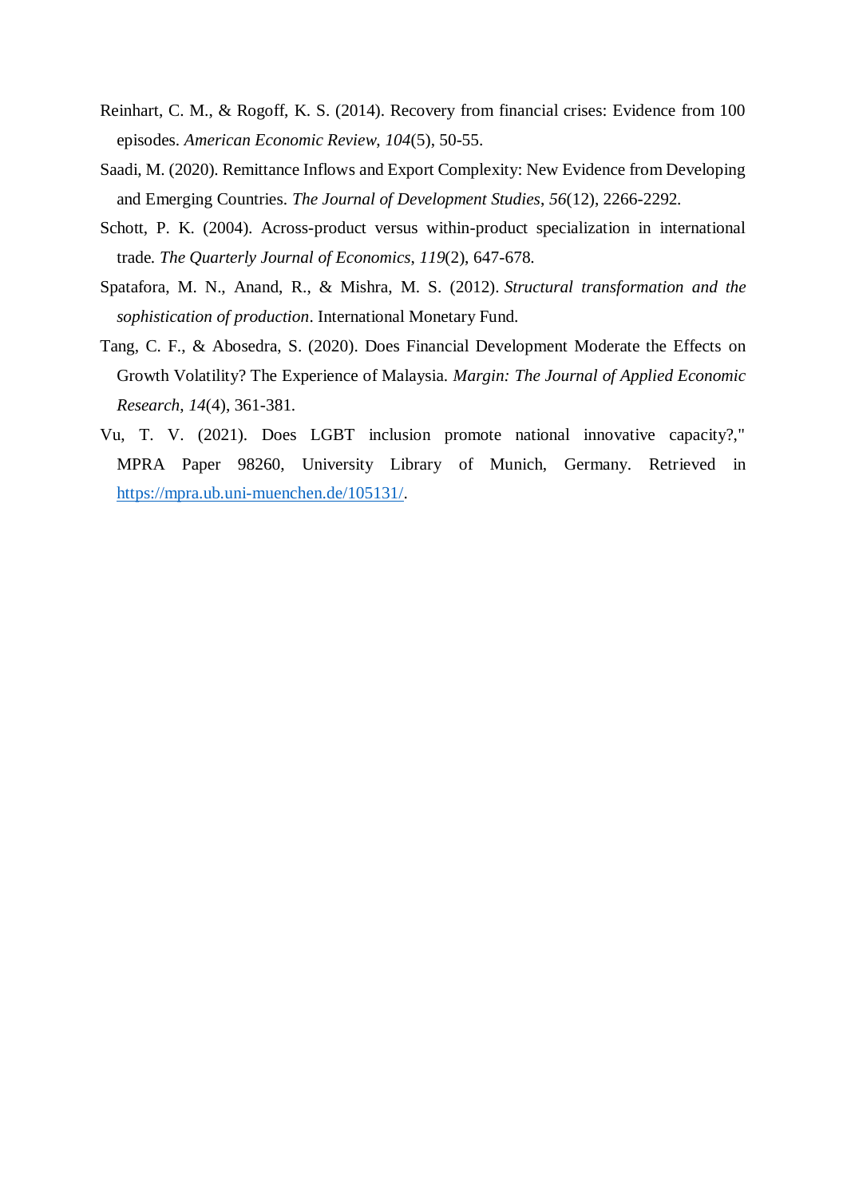Reinhart, C. M., & Rogoff, K. S. (2014). Recovery from financial crises: Evidence from 100 episodes. *American Economic Review*, *104*(5), 50-55.

Saadi, M. (2020). Remittance Inflows and Export Complexity: New Evidence from Developing and Emerging Countries. *The Journal of Development Studies*, *56*(12), 2266-2292.

Schott, P. K. (2004). Across-product versus within-product specialization in international trade. *The Quarterly Journal of Economics*, *119*(2), 647-678.

Spatafora, M. N., Anand, R., & Mishra, M. S. (2012). *Structural transformation and the sophistication of production*. International Monetary Fund.

Tang, C. F., & Abosedra, S. (2020). Does Financial Development Moderate the Effects on Growth Volatility? The Experience of Malaysia. *Margin: The Journal of Applied Economic Research*, *14*(4), 361-381.

Vu, T. V. (2021). Does LGBT inclusion promote national innovative capacity?," MPRA Paper 98260, University Library of Munich, Germany. Retrieved in https://mpra.ub.uni-muenchen.de/105131/.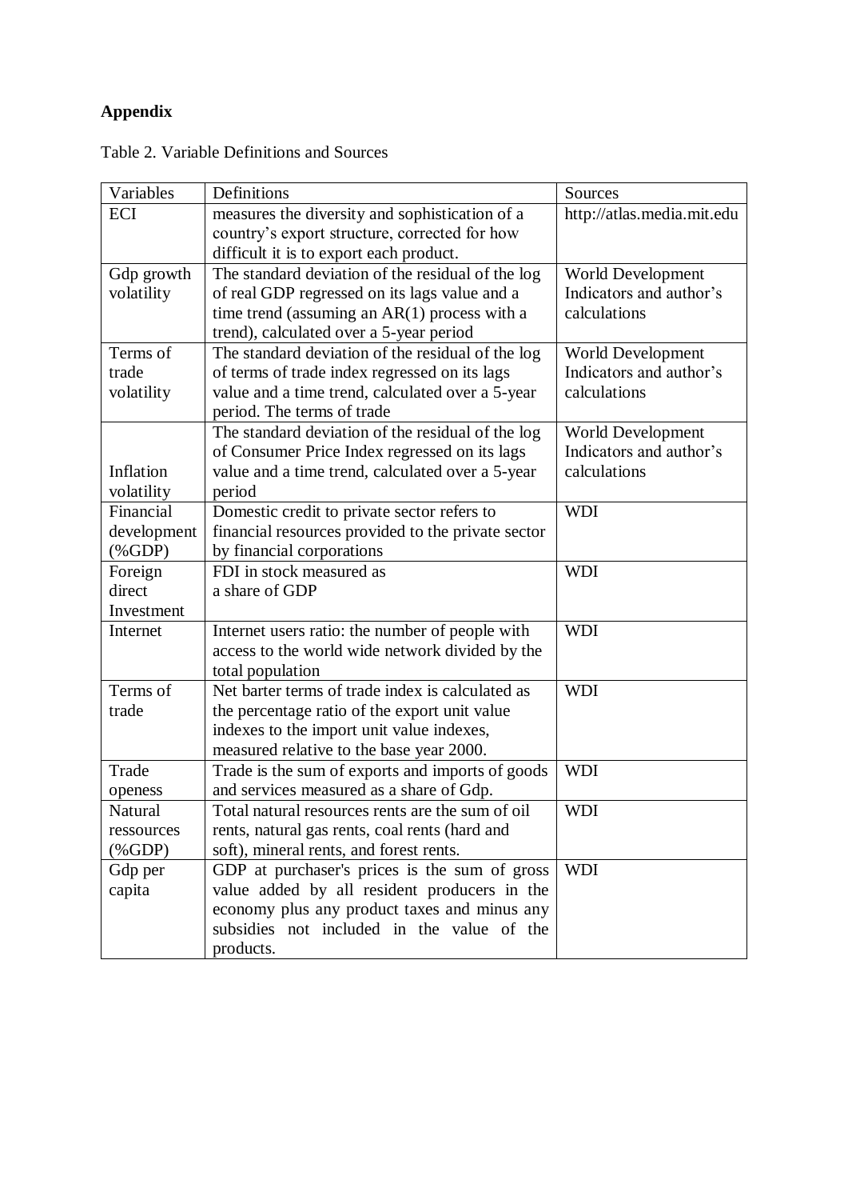**Appendix**

Table 2. Variable Definitions and Sources

| Variables | Definitions | Sources |
|---|---|---|
| ECI | measures the diversity and sophistication of a country's export structure, corrected for how difficult it is to export each product. | http://atlas.media.mit.edu |
| Gdp growth volatility | The standard deviation of the residual of the log of real GDP regressed on its lags value and a time trend (assuming an AR(1) process with a trend), calculated over a 5-year period | World Development Indicators and author's calculations |
| Terms of trade volatility | The standard deviation of the residual of the log of terms of trade index regressed on its lags value and a time trend, calculated over a 5-year period. The terms of trade | World Development Indicators and author's calculations |
| Inflation volatility | The standard deviation of the residual of the log of Consumer Price Index regressed on its lags value and a time trend, calculated over a 5-year period | World Development Indicators and author's calculations |
| Financial development (%GDP) | Domestic credit to private sector refers to financial resources provided to the private sector by financial corporations | WDI |
| Foreign direct Investment | FDI in stock measured as a share of GDP | WDI |
| Internet | Internet users ratio: the number of people with access to the world wide network divided by the total population | WDI |
| Terms of trade | Net barter terms of trade index is calculated as the percentage ratio of the export unit value indexes to the import unit value indexes, measured relative to the base year 2000. | WDI |
| Trade openess | Trade is the sum of exports and imports of goods and services measured as a share of Gdp. | WDI |
| Natural ressources (%GDP) | Total natural resources rents are the sum of oil rents, natural gas rents, coal rents (hard and soft), mineral rents, and forest rents. | WDI |
| Gdp per capita | GDP at purchaser's prices is the sum of gross value added by all resident producers in the economy plus any product taxes and minus any subsidies not included in the value of the products. | WDI |